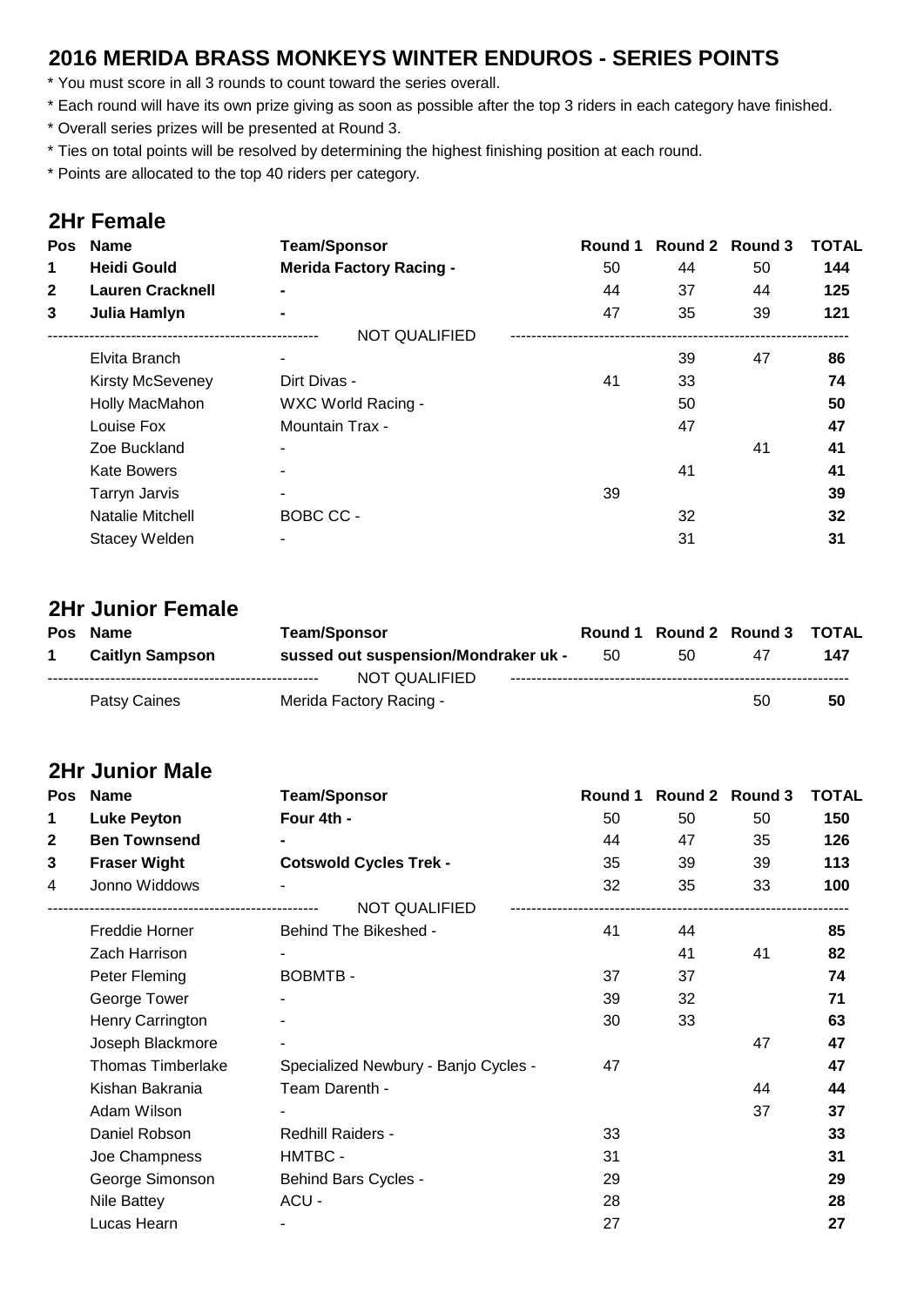## 2016 MERIDA BRASS MONKEYS WINTER ENDUROS - SERIES POINTS

* You must score in all 3 rounds to count toward the series overall.
* Each round will have its own prize giving as soon as possible after the top 3 riders in each category have finished.
* Overall series prizes will be presented at Round 3.
* Ties on total points will be resolved by determining the highest finishing position at each round.
* Points are allocated to the top 40 riders per category.

### 2Hr Female

| Pos | Name | Team/Sponsor | Round 1 | Round 2 | Round 3 | TOTAL |
|---|---|---|---|---|---|---|
| 1 | **Heidi Gould** | **Merida Factory Racing -** | 50 | 44 | 50 | **144** |
| 2 | **Lauren Cracknell** | **-** | 44 | 37 | 44 | **125** |
| 3 | **Julia Hamlyn** | **-** | 47 | 35 | 39 | **121** |
| | | NOT QUALIFIED | | | | |
| | Elvita Branch | - | | 39 | 47 | **86** |
| | Kirsty McSeveney | Dirt Divas - | 41 | 33 | | **74** |
| | Holly MacMahon | WXC World Racing - | | 50 | | **50** |
| | Louise Fox | Mountain Trax - | | 47 | | **47** |
| | Zoe Buckland | - | | | 41 | **41** |
| | Kate Bowers | - | | 41 | | **41** |
| | Tarryn Jarvis | - | 39 | | | **39** |
| | Natalie Mitchell | BOBC CC - | | 32 | | **32** |
| | Stacey Welden | - | | 31 | | **31** |

### 2Hr Junior Female

| Pos | Name | Team/Sponsor | Round 1 | Round 2 | Round 3 | TOTAL |
|---|---|---|---|---|---|---|
| 1 | **Caitlyn Sampson** | **sussed out suspension/Mondraker uk -** | 50 | 50 | 47 | **147** |
| | | NOT QUALIFIED | | | | |
| | Patsy Caines | Merida Factory Racing - | | | 50 | **50** |

### 2Hr Junior Male

| Pos | Name | Team/Sponsor | Round 1 | Round 2 | Round 3 | TOTAL |
|---|---|---|---|---|---|---|
| 1 | **Luke Peyton** | **Four 4th -** | 50 | 50 | 50 | **150** |
| 2 | **Ben Townsend** | **-** | 44 | 47 | 35 | **126** |
| 3 | **Fraser Wight** | **Cotswold Cycles Trek -** | 35 | 39 | 39 | **113** |
| 4 | Jonno Widdows | - | 32 | 35 | 33 | **100** |
| | | NOT QUALIFIED | | | | |
| | Freddie Horner | Behind The Bikeshed - | 41 | 44 | | **85** |
| | Zach Harrison | - | | 41 | 41 | **82** |
| | Peter Fleming | BOBMTB - | 37 | 37 | | **74** |
| | George Tower | - | 39 | 32 | | **71** |
| | Henry Carrington | - | 30 | 33 | | **63** |
| | Joseph Blackmore | - | | | 47 | **47** |
| | Thomas Timberlake | Specialized Newbury - Banjo Cycles - | 47 | | | **47** |
| | Kishan Bakrania | Team Darenth - | | | 44 | **44** |
| | Adam Wilson | - | | | 37 | **37** |
| | Daniel Robson | Redhill Raiders - | 33 | | | **33** |
| | Joe Champness | HMTBC - | 31 | | | **31** |
| | George Simonson | Behind Bars Cycles - | 29 | | | **29** |
| | Nile Battey | ACU - | 28 | | | **28** |
| | Lucas Hearn | - | 27 | | | **27** |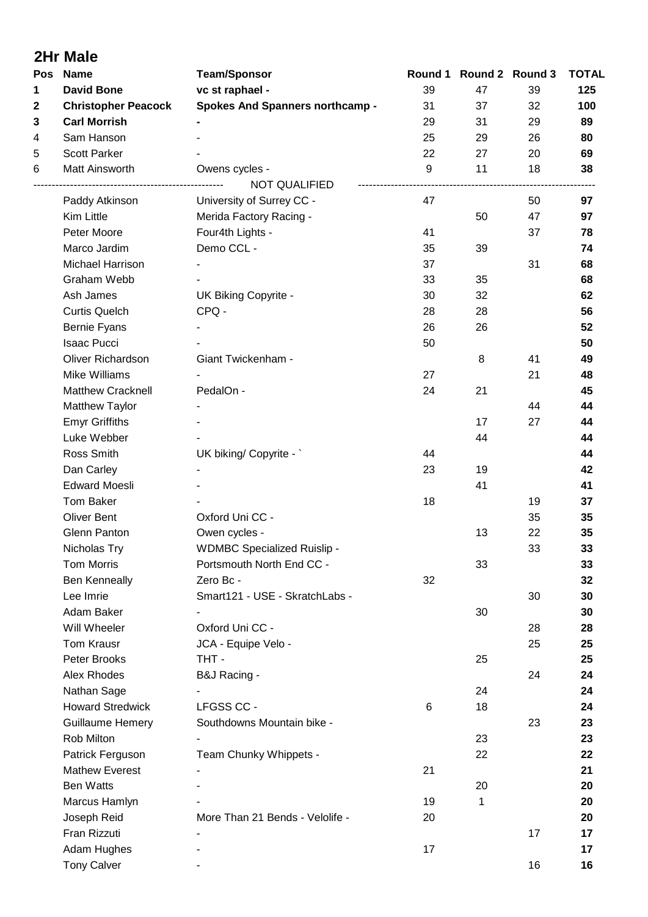## 2Hr Male

| Pos | Name | Team/Sponsor | Round 1 | Round 2 | Round 3 | TOTAL |
|---|---|---|---|---|---|---|
| **1** | **David Bone** | **vc st raphael -** | 39 | 47 | 39 | **125** |
| **2** | **Christopher Peacock** | **Spokes And Spanners northcamp -** | 31 | 37 | 32 | **100** |
| **3** | **Carl Morrish** | **-** | 29 | 31 | 29 | **89** |
| 4 | Sam Hanson | - | 25 | 29 | 26 | **80** |
| 5 | Scott Parker | - | 22 | 27 | 20 | **69** |
| 6 | Matt Ainsworth | Owens cycles - | 9 | 11 | 18 | **38** |
| | | NOT QUALIFIED | | | | |
| | Paddy Atkinson | University of Surrey CC - | 47 | | 50 | **97** |
| | Kim Little | Merida Factory Racing - | | 50 | 47 | **97** |
| | Peter Moore | Four4th Lights - | 41 | | 37 | **78** |
| | Marco Jardim | Demo CCL - | 35 | 39 | | **74** |
| | Michael Harrison | - | 37 | | 31 | **68** |
| | Graham Webb | - | 33 | 35 | | **68** |
| | Ash James | UK Biking Copyrite - | 30 | 32 | | **62** |
| | Curtis Quelch | CPQ - | 28 | 28 | | **56** |
| | Bernie Fyans | - | 26 | 26 | | **52** |
| | Isaac Pucci | - | 50 | | | **50** |
| | Oliver Richardson | Giant Twickenham - | | 8 | 41 | **49** |
| | Mike Williams | - | 27 | | 21 | **48** |
| | Matthew Cracknell | PedalOn - | 24 | 21 | | **45** |
| | Matthew Taylor | - | | | 44 | **44** |
| | Emyr Griffiths | - | | 17 | 27 | **44** |
| | Luke Webber | - | | 44 | | **44** |
| | Ross Smith | UK biking/ Copyrite - ` | 44 | | | **44** |
| | Dan Carley | - | 23 | 19 | | **42** |
| | Edward Moesli | - | | 41 | | **41** |
| | Tom Baker | - | 18 | | 19 | **37** |
| | Oliver Bent | Oxford Uni CC - | | | 35 | **35** |
| | Glenn Panton | Owen cycles - | | 13 | 22 | **35** |
| | Nicholas Try | WDMBC Specialized Ruislip - | | | 33 | **33** |
| | Tom Morris | Portsmouth North End CC - | | 33 | | **33** |
| | Ben Kenneally | Zero Bc - | 32 | | | **32** |
| | Lee Imrie | Smart121 - USE - SkratchLabs - | | | 30 | **30** |
| | Adam Baker | - | | 30 | | **30** |
| | Will Wheeler | Oxford Uni CC - | | | 28 | **28** |
| | Tom Krausr | JCA - Equipe Velo - | | | 25 | **25** |
| | Peter Brooks | THT - | | 25 | | **25** |
| | Alex Rhodes | B&J Racing - | | | 24 | **24** |
| | Nathan Sage | - | | 24 | | **24** |
| | Howard Stredwick | LFGSS CC - | 6 | 18 | | **24** |
| | Guillaume Hemery | Southdowns Mountain bike - | | | 23 | **23** |
| | Rob Milton | - | | 23 | | **23** |
| | Patrick Ferguson | Team Chunky Whippets - | | 22 | | **22** |
| | Mathew Everest | - | 21 | | | **21** |
| | Ben Watts | - | | 20 | | **20** |
| | Marcus Hamlyn | - | 19 | 1 | | **20** |
| | Joseph Reid | More Than 21 Bends - Velolife - | 20 | | | **20** |
| | Fran Rizzuti | - | | | 17 | **17** |
| | Adam Hughes | - | 17 | | | **17** |
| | Tony Calver | - | | | 16 | **16** |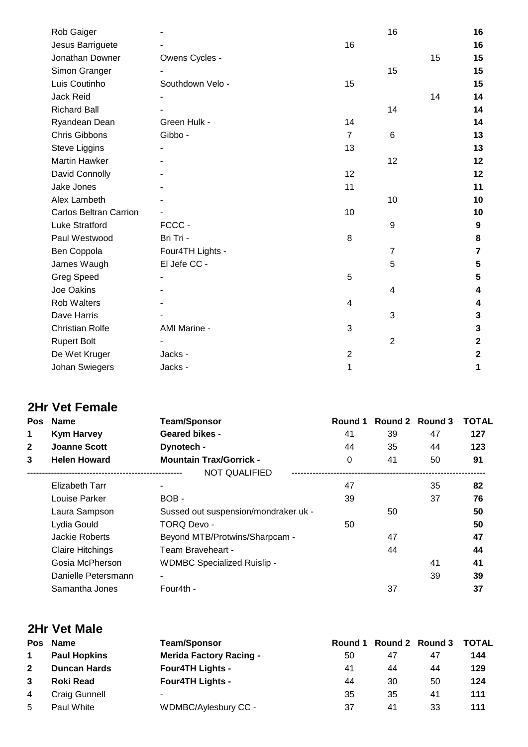| Pos | Name | Team/Sponsor | Round 1 | Round 2 | Round 3 | TOTAL |
|---|---|---|---|---|---|---|
| | Rob Gaiger | - | | 16 | | **16** |
| | Jesus Barriguete | - | 16 | | | **16** |
| | Jonathan Downer | Owens Cycles - | | | 15 | **15** |
| | Simon Granger | - | | 15 | | **15** |
| | Luis Coutinho | Southdown Velo - | 15 | | | **15** |
| | Jack Reid | - | | | 14 | **14** |
| | Richard Ball | - | | 14 | | **14** |
| | Ryandean Dean | Green Hulk - | 14 | | | **14** |
| | Chris Gibbons | Gibbo - | 7 | 6 | | **13** |
| | Steve Liggins | - | 13 | | | **13** |
| | Martin Hawker | - | | 12 | | **12** |
| | David Connolly | - | 12 | | | **12** |
| | Jake Jones | - | 11 | | | **11** |
| | Alex Lambeth | - | | 10 | | **10** |
| | Carlos Beltran Carrion | - | 10 | | | **10** |
| | Luke Stratford | FCCC - | | 9 | | **9** |
| | Paul Westwood | Bri Tri - | 8 | | | **8** |
| | Ben Coppola | Four4TH Lights - | | 7 | | **7** |
| | James Waugh | El Jefe CC - | | 5 | | **5** |
| | Greg Speed | - | 5 | | | **5** |
| | Joe Oakins | - | | 4 | | **4** |
| | Rob Walters | - | 4 | | | **4** |
| | Dave Harris | - | | 3 | | **3** |
| | Christian Rolfe | AMI Marine - | 3 | | | **3** |
| | Rupert Bolt | - | | 2 | | **2** |
| | De Wet Kruger | Jacks - | 2 | | | **2** |
| | Johan Swiegers | Jacks - | 1 | | | **1** |

## 2Hr Vet Female

| Pos | Name | Team/Sponsor | Round 1 | Round 2 | Round 3 | TOTAL |
|---|---|---|---|---|---|---|
| 1 | **Kym Harvey** | **Geared bikes -** | 41 | 39 | 47 | **127** |
| 2 | **Joanne Scott** | **Dynotech -** | 44 | 35 | 44 | **123** |
| 3 | **Helen Howard** | **Mountain Trax/Gorrick -** | 0 | 41 | 50 | **91** |
| | | NOT QUALIFIED | | | | |
| | Elizabeth Tarr | - | 47 | | 35 | **82** |
| | Louise Parker | BOB - | 39 | | 37 | **76** |
| | Laura Sampson | Sussed out suspension/mondraker uk - | | 50 | | **50** |
| | Lydia Gould | TORQ Devo - | 50 | | | **50** |
| | Jackie Roberts | Beyond MTB/Protwins/Sharpcam - | | 47 | | **47** |
| | Claire Hitchings | Team Braveheart - | | 44 | | **44** |
| | Gosia McPherson | WDMBC Specialized Ruislip - | | | 41 | **41** |
| | Danielle Petersmann | - | | | 39 | **39** |
| | Samantha Jones | Four4th - | | 37 | | **37** |

## 2Hr Vet Male

| Pos | Name | Team/Sponsor | Round 1 | Round 2 | Round 3 | TOTAL |
|---|---|---|---|---|---|---|
| 1 | **Paul Hopkins** | **Merida Factory Racing -** | 50 | 47 | 47 | **144** |
| 2 | **Duncan Hards** | **Four4TH Lights -** | 41 | 44 | 44 | **129** |
| 3 | **Roki Read** | **Four4TH Lights -** | 44 | 30 | 50 | **124** |
| 4 | Craig Gunnell | - | 35 | 35 | 41 | **111** |
| 5 | Paul White | WDMBC/Aylesbury CC - | 37 | 41 | 33 | **111** |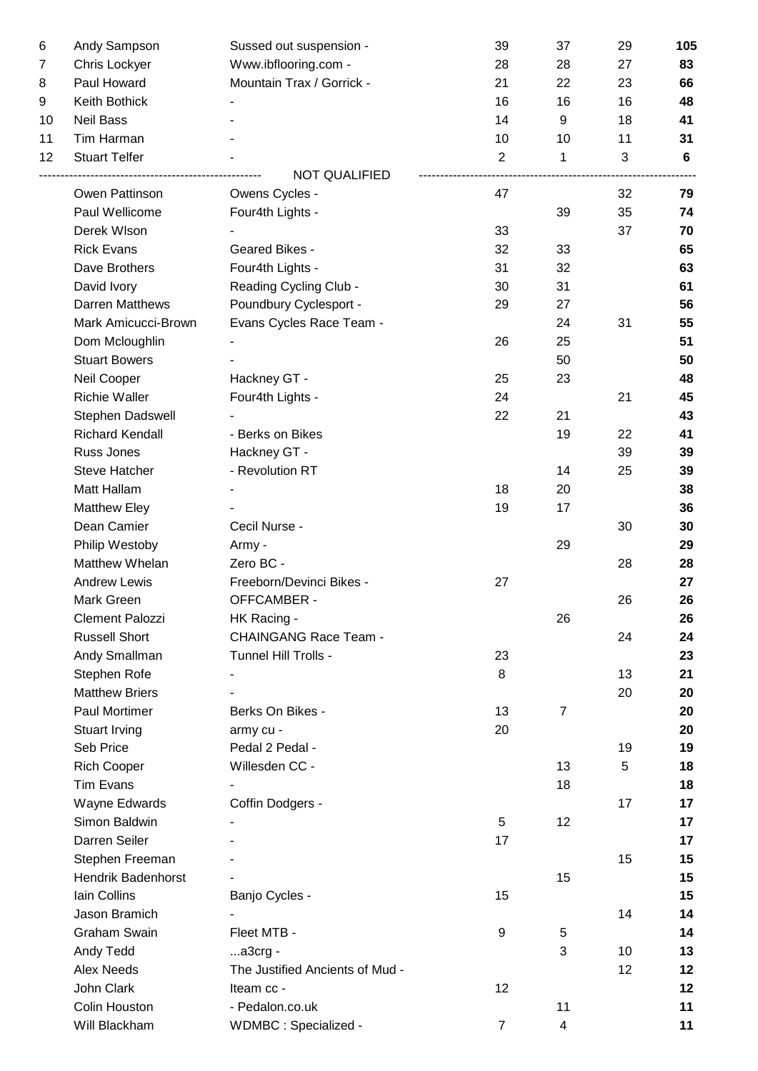| | | | | | | |
|---|---|---|---|---|---|---|
| 6 | Andy Sampson | Sussed out suspension - | 39 | 37 | 29 | **105** |
| 7 | Chris Lockyer | Www.ibflooring.com - | 28 | 28 | 27 | **83** |
| 8 | Paul Howard | Mountain Trax / Gorrick - | 21 | 22 | 23 | **66** |
| 9 | Keith Bothick | - | 16 | 16 | 16 | **48** |
| 10 | Neil Bass | - | 14 | 9 | 18 | **41** |
| 11 | Tim Harman | - | 10 | 10 | 11 | **31** |
| 12 | Stuart Telfer | - | 2 | 1 | 3 | **6** |
| | | NOT QUALIFIED | | | | |
| | Owen Pattinson | Owens Cycles - | 47 | | 32 | **79** |
| | Paul Wellicome | Four4th Lights - | | 39 | 35 | **74** |
| | Derek Wlson | - | 33 | | 37 | **70** |
| | Rick Evans | Geared Bikes - | 32 | 33 | | **65** |
| | Dave Brothers | Four4th Lights - | 31 | 32 | | **63** |
| | David Ivory | Reading Cycling Club - | 30 | 31 | | **61** |
| | Darren Matthews | Poundbury Cyclesport - | 29 | 27 | | **56** |
| | Mark Amicucci-Brown | Evans Cycles Race Team - | | 24 | 31 | **55** |
| | Dom Mcloughlin | - | 26 | 25 | | **51** |
| | Stuart Bowers | - | | 50 | | **50** |
| | Neil Cooper | Hackney GT - | 25 | 23 | | **48** |
| | Richie Waller | Four4th Lights - | 24 | | 21 | **45** |
| | Stephen Dadswell | - | 22 | 21 | | **43** |
| | Richard Kendall | - Berks on Bikes | | 19 | 22 | **41** |
| | Russ Jones | Hackney GT - | | | 39 | **39** |
| | Steve Hatcher | - Revolution RT | | 14 | 25 | **39** |
| | Matt Hallam | - | 18 | 20 | | **38** |
| | Matthew Eley | - | 19 | 17 | | **36** |
| | Dean Camier | Cecil Nurse - | | | 30 | **30** |
| | Philip Westoby | Army - | | 29 | | **29** |
| | Matthew Whelan | Zero BC - | | | 28 | **28** |
| | Andrew Lewis | Freeborn/Devinci Bikes - | 27 | | | **27** |
| | Mark Green | OFFCAMBER - | | | 26 | **26** |
| | Clement Palozzi | HK Racing - | | 26 | | **26** |
| | Russell Short | CHAINGANG Race Team - | | | 24 | **24** |
| | Andy Smallman | Tunnel Hill Trolls - | 23 | | | **23** |
| | Stephen Rofe | - | 8 | | 13 | **21** |
| | Matthew Briers | - | | | 20 | **20** |
| | Paul Mortimer | Berks On Bikes - | 13 | 7 | | **20** |
| | Stuart Irving | army cu - | 20 | | | **20** |
| | Seb Price | Pedal 2 Pedal - | | | 19 | **19** |
| | Rich Cooper | Willesden CC - | | 13 | 5 | **18** |
| | Tim Evans | - | | 18 | | **18** |
| | Wayne Edwards | Coffin Dodgers - | | | 17 | **17** |
| | Simon Baldwin | - | 5 | 12 | | **17** |
| | Darren Seiler | - | 17 | | | **17** |
| | Stephen Freeman | - | | | 15 | **15** |
| | Hendrik Badenhorst | - | | 15 | | **15** |
| | Iain Collins | Banjo Cycles - | 15 | | | **15** |
| | Jason Bramich | - | | | 14 | **14** |
| | Graham Swain | Fleet MTB - | 9 | 5 | | **14** |
| | Andy Tedd | ...a3crg - | | 3 | 10 | **13** |
| | Alex Needs | The Justified Ancients of Mud - | | | 12 | **12** |
| | John Clark | Iteam cc - | 12 | | | **12** |
| | Colin Houston | - Pedalon.co.uk | | 11 | | **11** |
| | Will Blackham | WDMBC : Specialized - | 7 | 4 | | **11** |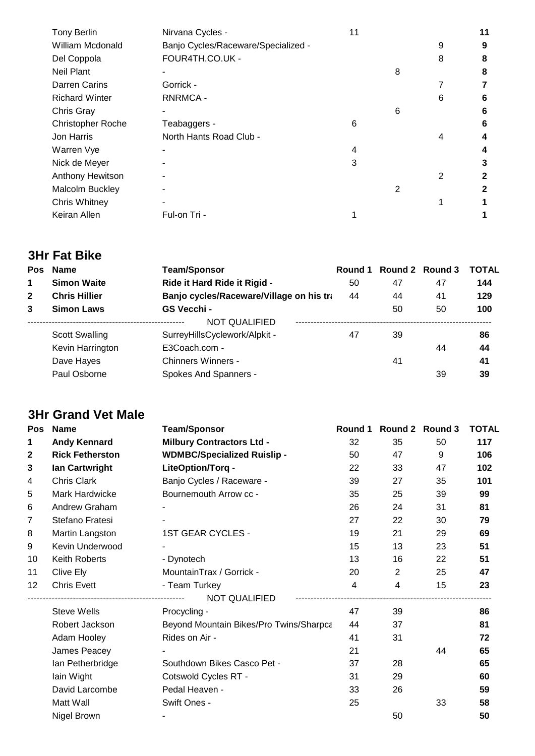| Pos | Name | Team/Sponsor | Round 1 | Round 2 | Round 3 | TOTAL |
|---|---|---|---|---|---|---|
| | Tony Berlin | Nirvana Cycles - | 11 | | | **11** |
| | William Mcdonald | Banjo Cycles/Raceware/Specialized - | | | 9 | **9** |
| | Del Coppola | FOUR4TH.CO.UK - | | | 8 | **8** |
| | Neil Plant | - | | 8 | | **8** |
| | Darren Carins | Gorrick - | | | 7 | **7** |
| | Richard Winter | RNRMCA - | | | 6 | **6** |
| | Chris Gray | - | | 6 | | **6** |
| | Christopher Roche | Teabaggers - | 6 | | | **6** |
| | Jon Harris | North Hants Road Club - | | | 4 | **4** |
| | Warren Vye | - | 4 | | | **4** |
| | Nick de Meyer | - | 3 | | | **3** |
| | Anthony Hewitson | - | | | 2 | **2** |
| | Malcolm Buckley | - | | 2 | | **2** |
| | Chris Whitney | - | | | 1 | **1** |
| | Keiran Allen | Ful-on Tri - | 1 | | | **1** |

## 3Hr Fat Bike

| Pos | Name | Team/Sponsor | Round 1 | Round 2 | Round 3 | TOTAL |
|---|---|---|---|---|---|---|
| **1** | **Simon Waite** | **Ride it Hard Ride it Rigid -** | 50 | 47 | 47 | **144** |
| **2** | **Chris Hillier** | **Banjo cycles/Raceware/Village on his tra** | 44 | 44 | 41 | **129** |
| **3** | **Simon Laws** | **GS Vecchi -** | | 50 | 50 | **100** |
| | | NOT QUALIFIED | | | | |
| | Scott Swalling | SurreyHillsCyclework/Alpkit - | 47 | 39 | | **86** |
| | Kevin Harrington | E3Coach.com - | | | 44 | **44** |
| | Dave Hayes | Chinners Winners - | | 41 | | **41** |
| | Paul Osborne | Spokes And Spanners - | | | 39 | **39** |

## 3Hr Grand Vet Male

| Pos | Name | Team/Sponsor | Round 1 | Round 2 | Round 3 | TOTAL |
|---|---|---|---|---|---|---|
| **1** | **Andy Kennard** | **Milbury Contractors Ltd -** | 32 | 35 | 50 | **117** |
| **2** | **Rick Fetherston** | **WDMBC/Specialized Ruislip -** | 50 | 47 | 9 | **106** |
| **3** | **Ian Cartwright** | **LiteOption/Torq -** | 22 | 33 | 47 | **102** |
| 4 | Chris Clark | Banjo Cycles / Raceware - | 39 | 27 | 35 | **101** |
| 5 | Mark Hardwicke | Bournemouth Arrow cc - | 35 | 25 | 39 | **99** |
| 6 | Andrew Graham | - | 26 | 24 | 31 | **81** |
| 7 | Stefano Fratesi | - | 27 | 22 | 30 | **79** |
| 8 | Martin Langston | 1ST GEAR CYCLES - | 19 | 21 | 29 | **69** |
| 9 | Kevin Underwood | - | 15 | 13 | 23 | **51** |
| 10 | Keith Roberts | - Dynotech | 13 | 16 | 22 | **51** |
| 11 | Clive Ely | MountainTrax / Gorrick - | 20 | 2 | 25 | **47** |
| 12 | Chris Evett | - Team Turkey | 4 | 4 | 15 | **23** |
| | | NOT QUALIFIED | | | | |
| | Steve Wells | Procycling - | 47 | 39 | | **86** |
| | Robert Jackson | Beyond Mountain Bikes/Pro Twins/Sharpca | 44 | 37 | | **81** |
| | Adam Hooley | Rides on Air - | 41 | 31 | | **72** |
| | James Peacey | - | 21 | | 44 | **65** |
| | Ian Petherbridge | Southdown Bikes Casco Pet - | 37 | 28 | | **65** |
| | Iain Wight | Cotswold Cycles RT - | 31 | 29 | | **60** |
| | David Larcombe | Pedal Heaven - | 33 | 26 | | **59** |
| | Matt Wall | Swift Ones - | 25 | | 33 | **58** |
| | Nigel Brown | - | | 50 | | **50** |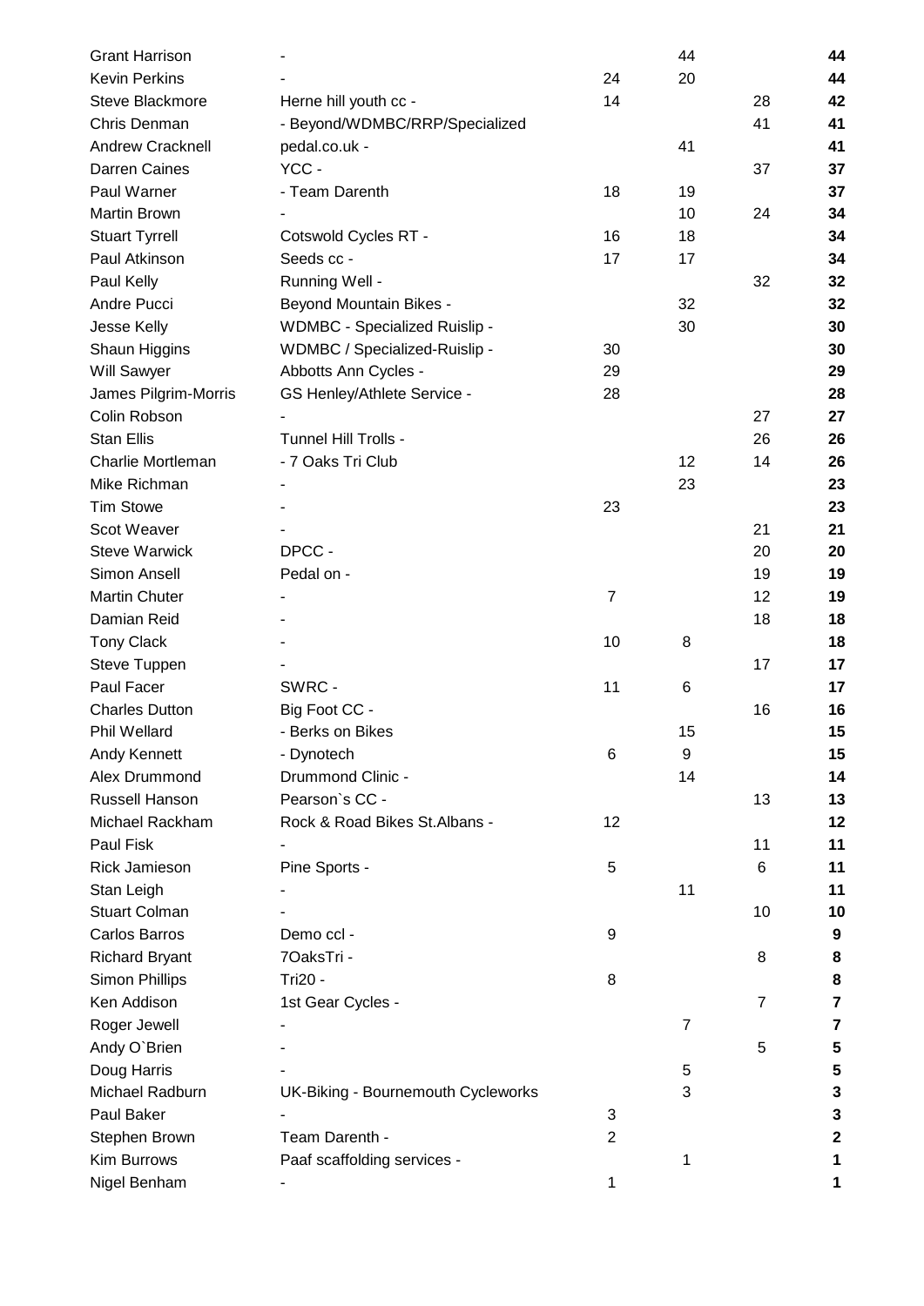| | | | | | |
|---|---|---|---|---|---|
| Grant Harrison | - | | 44 | | **44** |
| Kevin Perkins | - | 24 | 20 | | **44** |
| Steve Blackmore | Herne hill youth cc - | 14 | | 28 | **42** |
| Chris Denman | - Beyond/WDMBC/RRP/Specialized | | | 41 | **41** |
| Andrew Cracknell | pedal.co.uk - | | 41 | | **41** |
| Darren Caines | YCC - | | | 37 | **37** |
| Paul Warner | - Team Darenth | 18 | 19 | | **37** |
| Martin Brown | - | | 10 | 24 | **34** |
| Stuart Tyrrell | Cotswold Cycles RT - | 16 | 18 | | **34** |
| Paul Atkinson | Seeds cc - | 17 | 17 | | **34** |
| Paul Kelly | Running Well - | | | 32 | **32** |
| Andre Pucci | Beyond Mountain Bikes - | | 32 | | **32** |
| Jesse Kelly | WDMBC - Specialized Ruislip - | | 30 | | **30** |
| Shaun Higgins | WDMBC / Specialized-Ruislip - | 30 | | | **30** |
| Will Sawyer | Abbotts Ann Cycles - | 29 | | | **29** |
| James Pilgrim-Morris | GS Henley/Athlete Service - | 28 | | | **28** |
| Colin Robson | - | | | 27 | **27** |
| Stan Ellis | Tunnel Hill Trolls - | | | 26 | **26** |
| Charlie Mortleman | - 7 Oaks Tri Club | | 12 | 14 | **26** |
| Mike Richman | - | | 23 | | **23** |
| Tim Stowe | - | 23 | | | **23** |
| Scot Weaver | - | | | 21 | **21** |
| Steve Warwick | DPCC - | | | 20 | **20** |
| Simon Ansell | Pedal on - | | | 19 | **19** |
| Martin Chuter | - | 7 | | 12 | **19** |
| Damian Reid | - | | | 18 | **18** |
| Tony Clack | - | 10 | 8 | | **18** |
| Steve Tuppen | - | | | 17 | **17** |
| Paul Facer | SWRC - | 11 | 6 | | **17** |
| Charles Dutton | Big Foot CC - | | | 16 | **16** |
| Phil Wellard | - Berks on Bikes | | 15 | | **15** |
| Andy Kennett | - Dynotech | 6 | 9 | | **15** |
| Alex Drummond | Drummond Clinic - | | 14 | | **14** |
| Russell Hanson | Pearson`s CC - | | | 13 | **13** |
| Michael Rackham | Rock & Road Bikes St.Albans - | 12 | | | **12** |
| Paul Fisk | - | | | 11 | **11** |
| Rick Jamieson | Pine Sports - | 5 | | 6 | **11** |
| Stan Leigh | - | | 11 | | **11** |
| Stuart Colman | - | | | 10 | **10** |
| Carlos Barros | Demo ccl - | 9 | | | **9** |
| Richard Bryant | 7OaksTri - | | | 8 | **8** |
| Simon Phillips | Tri20 - | 8 | | | **8** |
| Ken Addison | 1st Gear Cycles - | | | 7 | **7** |
| Roger Jewell | - | | 7 | | **7** |
| Andy O`Brien | - | | | 5 | **5** |
| Doug Harris | - | | 5 | | **5** |
| Michael Radburn | UK-Biking - Bournemouth Cycleworks | | 3 | | **3** |
| Paul Baker | - | 3 | | | **3** |
| Stephen Brown | Team Darenth - | 2 | | | **2** |
| Kim Burrows | Paaf scaffolding services - | | 1 | | **1** |
| Nigel Benham | - | 1 | | | **1** |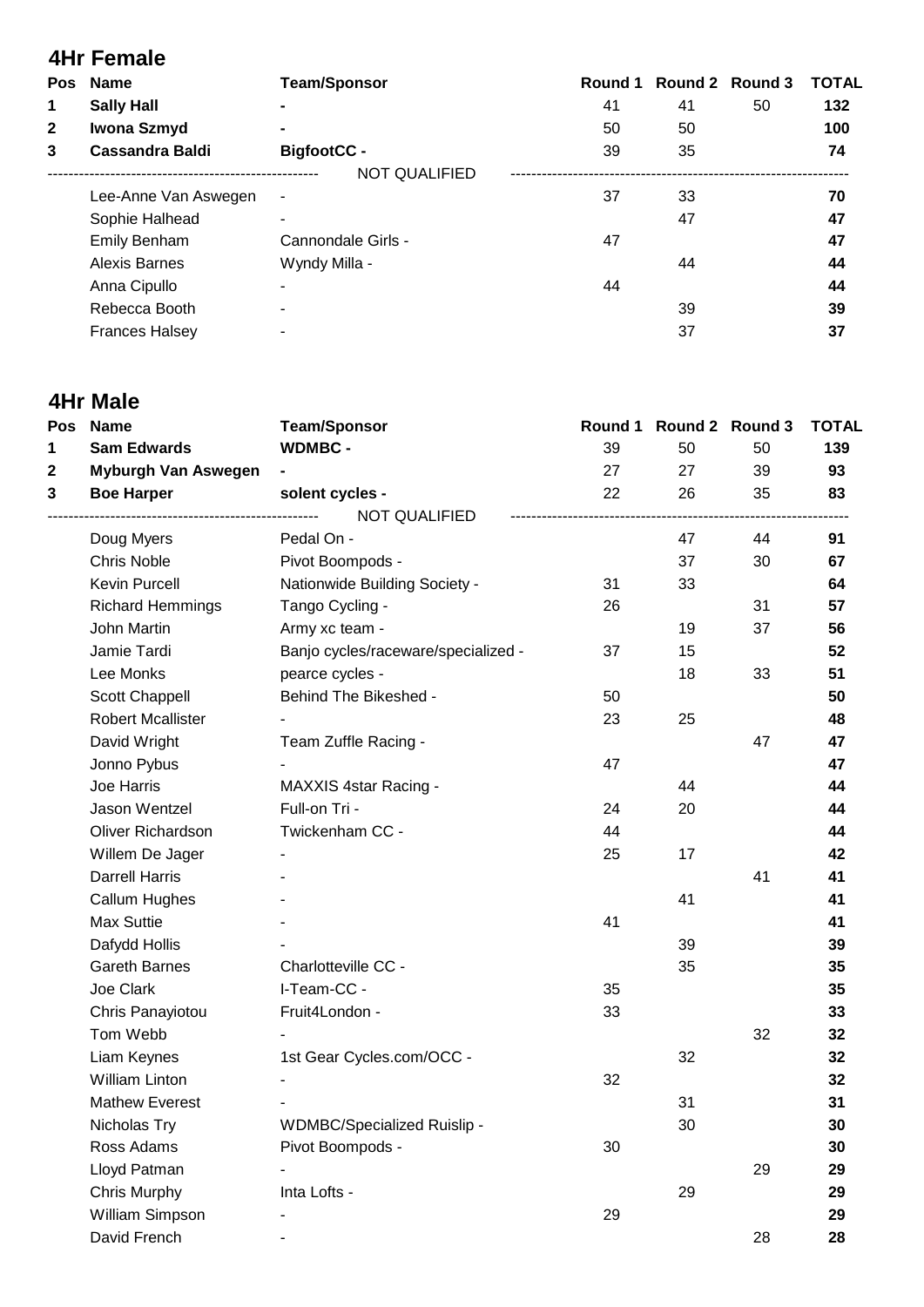## 4Hr Female

| Pos | Name | Team/Sponsor | Round 1 | Round 2 | Round 3 | TOTAL |
|---|---|---|---|---|---|---|
| **1** | **Sally Hall** | **-** | 41 | 41 | 50 | **132** |
| **2** | **Iwona Szmyd** | **-** | 50 | 50 | | **100** |
| **3** | **Cassandra Baldi** | **BigfootCC -** | 39 | 35 | | **74** |
| | | NOT QUALIFIED | | | | |
| | Lee-Anne Van Aswegen | - | 37 | 33 | | **70** |
| | Sophie Halhead | - | | 47 | | **47** |
| | Emily Benham | Cannondale Girls - | 47 | | | **47** |
| | Alexis Barnes | Wyndy Milla - | | 44 | | **44** |
| | Anna Cipullo | - | 44 | | | **44** |
| | Rebecca Booth | - | | 39 | | **39** |
| | Frances Halsey | - | | 37 | | **37** |

## 4Hr Male

| Pos | Name | Team/Sponsor | Round 1 | Round 2 | Round 3 | TOTAL |
|---|---|---|---|---|---|---|
| **1** | **Sam Edwards** | **WDMBC -** | 39 | 50 | 50 | **139** |
| **2** | **Myburgh Van Aswegen** | **-** | 27 | 27 | 39 | **93** |
| **3** | **Boe Harper** | **solent cycles -** | 22 | 26 | 35 | **83** |
| | | NOT QUALIFIED | | | | |
| | Doug Myers | Pedal On - | | 47 | 44 | **91** |
| | Chris Noble | Pivot Boompods - | | 37 | 30 | **67** |
| | Kevin Purcell | Nationwide Building Society - | 31 | 33 | | **64** |
| | Richard Hemmings | Tango Cycling - | 26 | | 31 | **57** |
| | John Martin | Army xc team - | | 19 | 37 | **56** |
| | Jamie Tardi | Banjo cycles/raceware/specialized - | 37 | 15 | | **52** |
| | Lee Monks | pearce cycles - | | 18 | 33 | **51** |
| | Scott Chappell | Behind The Bikeshed - | 50 | | | **50** |
| | Robert Mcallister | - | 23 | 25 | | **48** |
| | David Wright | Team Zuffle Racing - | | | 47 | **47** |
| | Jonno Pybus | - | 47 | | | **47** |
| | Joe Harris | MAXXIS 4star Racing - | | 44 | | **44** |
| | Jason Wentzel | Full-on Tri - | 24 | 20 | | **44** |
| | Oliver Richardson | Twickenham CC - | 44 | | | **44** |
| | Willem De Jager | - | 25 | 17 | | **42** |
| | Darrell Harris | - | | | 41 | **41** |
| | Callum Hughes | - | | 41 | | **41** |
| | Max Suttie | - | 41 | | | **41** |
| | Dafydd Hollis | - | | 39 | | **39** |
| | Gareth Barnes | Charlotteville CC - | | 35 | | **35** |
| | Joe Clark | I-Team-CC - | 35 | | | **35** |
| | Chris Panayiotou | Fruit4London - | 33 | | | **33** |
| | Tom Webb | - | | | 32 | **32** |
| | Liam Keynes | 1st Gear Cycles.com/OCC - | | 32 | | **32** |
| | William Linton | - | 32 | | | **32** |
| | Mathew Everest | - | | 31 | | **31** |
| | Nicholas Try | WDMBC/Specialized Ruislip - | | 30 | | **30** |
| | Ross Adams | Pivot Boompods - | 30 | | | **30** |
| | Lloyd Patman | - | | | 29 | **29** |
| | Chris Murphy | Inta Lofts - | | 29 | | **29** |
| | William Simpson | - | 29 | | | **29** |
| | David French | - | | | 28 | **28** |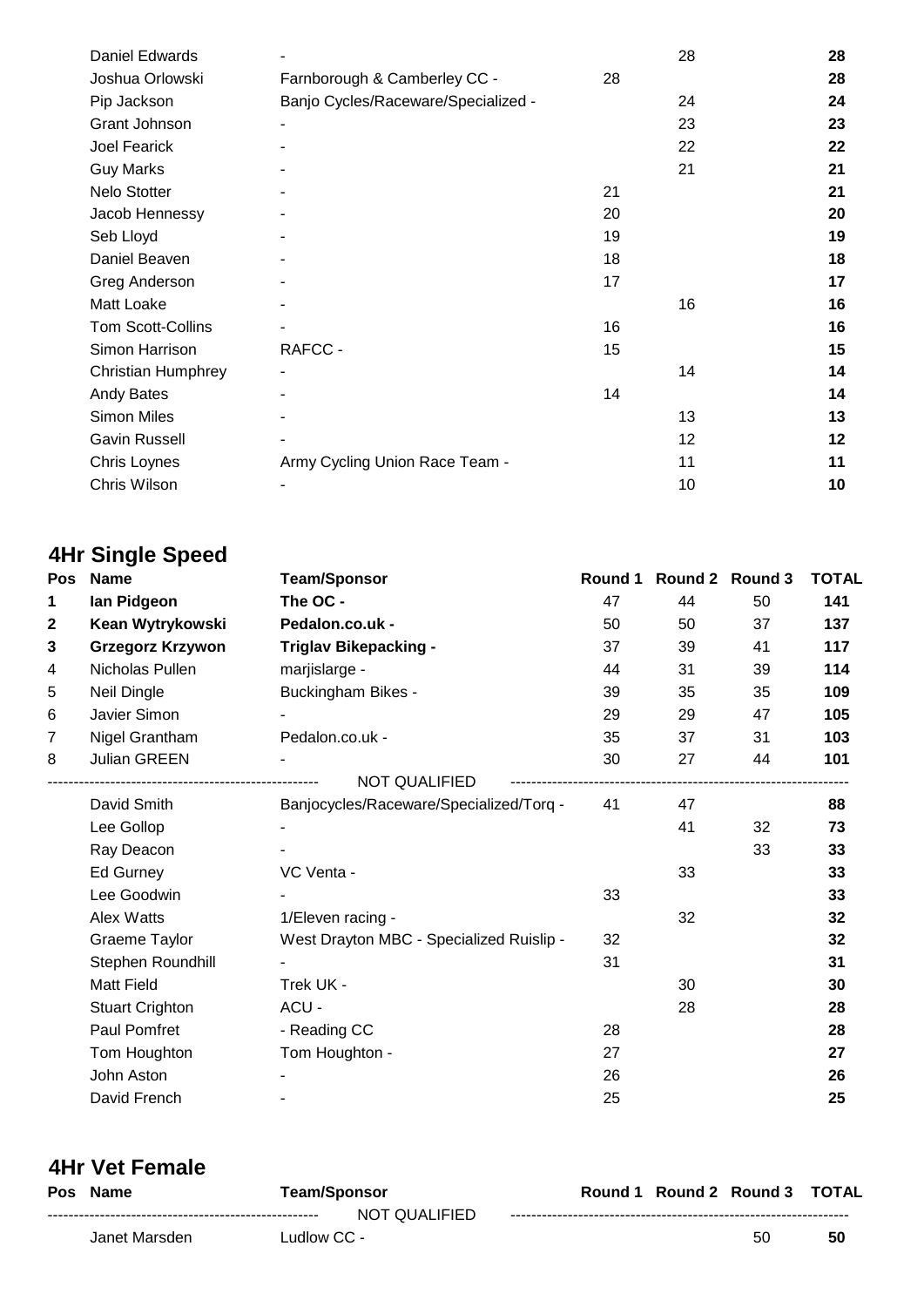| Pos | Name | Team/Sponsor | Round 1 | Round 2 | Round 3 | TOTAL |
|---|---|---|---|---|---|---|
| | Daniel Edwards | - | | 28 | | **28** |
| | Joshua Orlowski | Farnborough & Camberley CC - | 28 | | | **28** |
| | Pip Jackson | Banjo Cycles/Raceware/Specialized - | | 24 | | **24** |
| | Grant Johnson | - | | 23 | | **23** |
| | Joel Fearick | - | | 22 | | **22** |
| | Guy Marks | - | | 21 | | **21** |
| | Nelo Stotter | - | 21 | | | **21** |
| | Jacob Hennessy | - | 20 | | | **20** |
| | Seb Lloyd | - | 19 | | | **19** |
| | Daniel Beaven | - | 18 | | | **18** |
| | Greg Anderson | - | 17 | | | **17** |
| | Matt Loake | - | | 16 | | **16** |
| | Tom Scott-Collins | - | 16 | | | **16** |
| | Simon Harrison | RAFCC - | 15 | | | **15** |
| | Christian Humphrey | - | | 14 | | **14** |
| | Andy Bates | - | 14 | | | **14** |
| | Simon Miles | - | | 13 | | **13** |
| | Gavin Russell | - | | 12 | | **12** |
| | Chris Loynes | Army Cycling Union Race Team - | | 11 | | **11** |
| | Chris Wilson | - | | 10 | | **10** |

## 4Hr Single Speed

| Pos | Name | Team/Sponsor | Round 1 | Round 2 | Round 3 | TOTAL |
|---|---|---|---|---|---|---|
| **1** | **Ian Pidgeon** | **The OC -** | 47 | 44 | 50 | **141** |
| **2** | **Kean Wytrykowski** | **Pedalon.co.uk -** | 50 | 50 | 37 | **137** |
| **3** | **Grzegorz Krzywon** | **Triglav Bikepacking -** | 37 | 39 | 41 | **117** |
| 4 | Nicholas Pullen | marjislarge - | 44 | 31 | 39 | **114** |
| 5 | Neil Dingle | Buckingham Bikes - | 39 | 35 | 35 | **109** |
| 6 | Javier Simon | - | 29 | 29 | 47 | **105** |
| 7 | Nigel Grantham | Pedalon.co.uk - | 35 | 37 | 31 | **103** |
| 8 | Julian GREEN | - | 30 | 27 | 44 | **101** |
| | | NOT QUALIFIED | | | | |
| | David Smith | Banjocycles/Raceware/Specialized/Torq - | 41 | 47 | | **88** |
| | Lee Gollop | - | | 41 | 32 | **73** |
| | Ray Deacon | - | | | 33 | **33** |
| | Ed Gurney | VC Venta - | | 33 | | **33** |
| | Lee Goodwin | - | 33 | | | **33** |
| | Alex Watts | 1/Eleven racing - | | 32 | | **32** |
| | Graeme Taylor | West Drayton MBC - Specialized Ruislip - | 32 | | | **32** |
| | Stephen Roundhill | - | 31 | | | **31** |
| | Matt Field | Trek UK - | | 30 | | **30** |
| | Stuart Crighton | ACU - | | 28 | | **28** |
| | Paul Pomfret | - Reading CC | 28 | | | **28** |
| | Tom Houghton | Tom Houghton - | 27 | | | **27** |
| | John Aston | - | 26 | | | **26** |
| | David French | - | 25 | | | **25** |

## 4Hr Vet Female

| Pos | Name | Team/Sponsor | Round 1 | Round 2 | Round 3 | TOTAL |
|---|---|---|---|---|---|---|
| | | NOT QUALIFIED | | | | |
| | Janet Marsden | Ludlow CC - | | | 50 | **50** |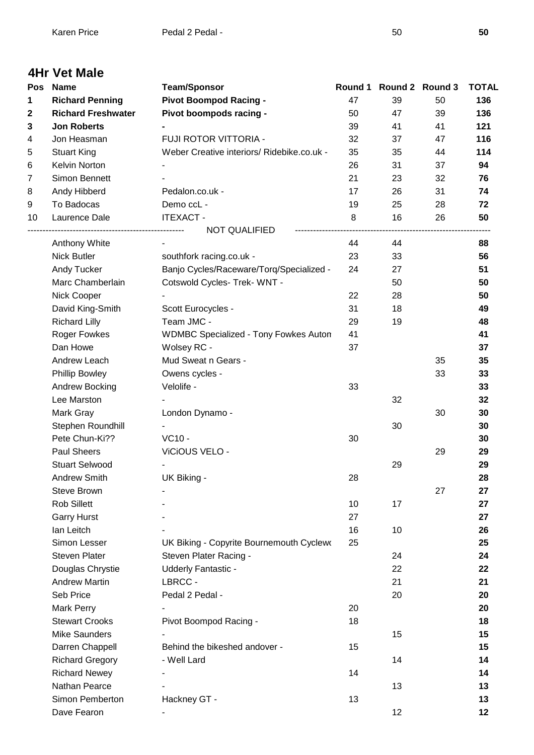| Karen Price | Pedal 2 Pedal - | | 50 | | 50 |
|---|---|---|---|---|---|

## 4Hr Vet Male

| Pos | Name | Team/Sponsor | Round 1 | Round 2 | Round 3 | TOTAL |
|---|---|---|---|---|---|---|
| **1** | **Richard Penning** | **Pivot Boompod Racing -** | 47 | 39 | 50 | **136** |
| **2** | **Richard Freshwater** | **Pivot boompods racing -** | 50 | 47 | 39 | **136** |
| **3** | **Jon Roberts** | **-** | 39 | 41 | 41 | **121** |
| 4 | Jon Heasman | FUJI ROTOR VITTORIA - | 32 | 37 | 47 | **116** |
| 5 | Stuart King | Weber Creative interiors/ Ridebike.co.uk - | 35 | 35 | 44 | **114** |
| 6 | Kelvin Norton | - | 26 | 31 | 37 | **94** |
| 7 | Simon Bennett | - | 21 | 23 | 32 | **76** |
| 8 | Andy Hibberd | Pedalon.co.uk - | 17 | 26 | 31 | **74** |
| 9 | To Badocas | Demo ccL - | 19 | 25 | 28 | **72** |
| 10 | Laurence Dale | ITEXACT - | 8 | 16 | 26 | **50** |
| | | NOT QUALIFIED | | | | |
| | Anthony White | - | 44 | 44 | | **88** |
| | Nick Butler | southfork racing.co.uk - | 23 | 33 | | **56** |
| | Andy Tucker | Banjo Cycles/Raceware/Torq/Specialized - | 24 | 27 | | **51** |
| | Marc Chamberlain | Cotswold Cycles- Trek- WNT - | | 50 | | **50** |
| | Nick Cooper | - | 22 | 28 | | **50** |
| | David King-Smith | Scott Eurocycles - | 31 | 18 | | **49** |
| | Richard Lilly | Team JMC - | 29 | 19 | | **48** |
| | Roger Fowkes | WDMBC Specialized - Tony Fowkes Auton | 41 | | | **41** |
| | Dan Howe | Wolsey RC - | 37 | | | **37** |
| | Andrew Leach | Mud Sweat n Gears - | | | 35 | **35** |
| | Phillip Bowley | Owens cycles - | | | 33 | **33** |
| | Andrew Bocking | Velolife - | 33 | | | **33** |
| | Lee Marston | - | | 32 | | **32** |
| | Mark Gray | London Dynamo - | | | 30 | **30** |
| | Stephen Roundhill | - | | 30 | | **30** |
| | Pete Chun-Ki?? | VC10 - | 30 | | | **30** |
| | Paul Sheers | ViCiOUS VELO - | | | 29 | **29** |
| | Stuart Selwood | - | | 29 | | **29** |
| | Andrew Smith | UK Biking - | 28 | | | **28** |
| | Steve Brown | - | | | 27 | **27** |
| | Rob Sillett | - | 10 | 17 | | **27** |
| | Garry Hurst | - | 27 | | | **27** |
| | Ian Leitch | - | 16 | 10 | | **26** |
| | Simon Lesser | UK Biking - Copyrite Bournemouth Cyclewo | 25 | | | **25** |
| | Steven Plater | Steven Plater Racing - | | 24 | | **24** |
| | Douglas Chrystie | Udderly Fantastic - | | 22 | | **22** |
| | Andrew Martin | LBRCC - | | 21 | | **21** |
| | Seb Price | Pedal 2 Pedal - | | 20 | | **20** |
| | Mark Perry | - | 20 | | | **20** |
| | Stewart Crooks | Pivot Boompod Racing - | 18 | | | **18** |
| | Mike Saunders | - | | 15 | | **15** |
| | Darren Chappell | Behind the bikeshed andover - | 15 | | | **15** |
| | Richard Gregory | - Well Lard | | 14 | | **14** |
| | Richard Newey | - | 14 | | | **14** |
| | Nathan Pearce | - | | 13 | | **13** |
| | Simon Pemberton | Hackney GT - | 13 | | | **13** |
| | Dave Fearon | - | | 12 | | **12** |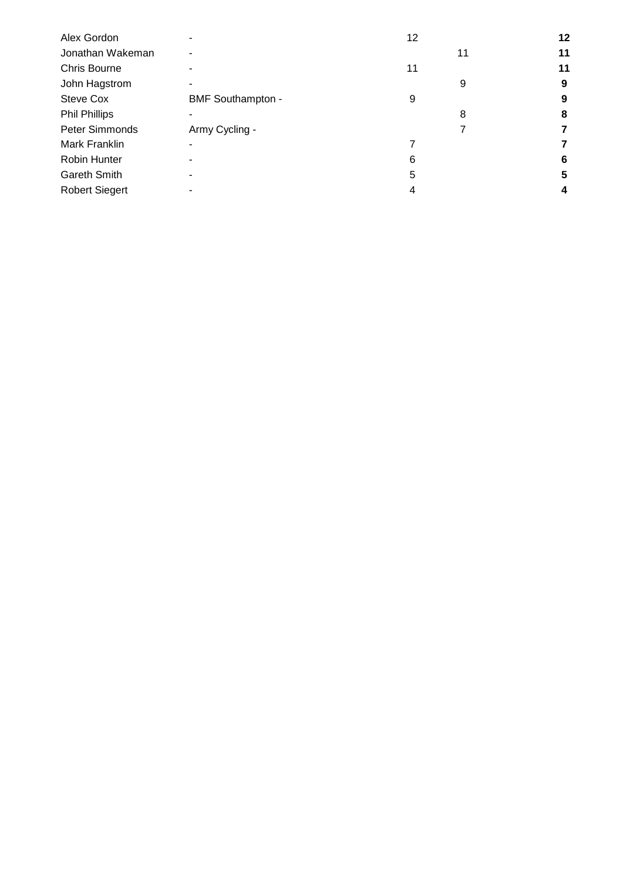| | | | | |
|---|---|---|---|---|
| Alex Gordon | - | 12 | | **12** |
| Jonathan Wakeman | - | | 11 | **11** |
| Chris Bourne | - | 11 | | **11** |
| John Hagstrom | - | | 9 | **9** |
| Steve Cox | BMF Southampton - | 9 | | **9** |
| Phil Phillips | - | | 8 | **8** |
| Peter Simmonds | Army Cycling - | | 7 | **7** |
| Mark Franklin | - | 7 | | **7** |
| Robin Hunter | - | 6 | | **6** |
| Gareth Smith | - | 5 | | **5** |
| Robert Siegert | - | 4 | | **4** |